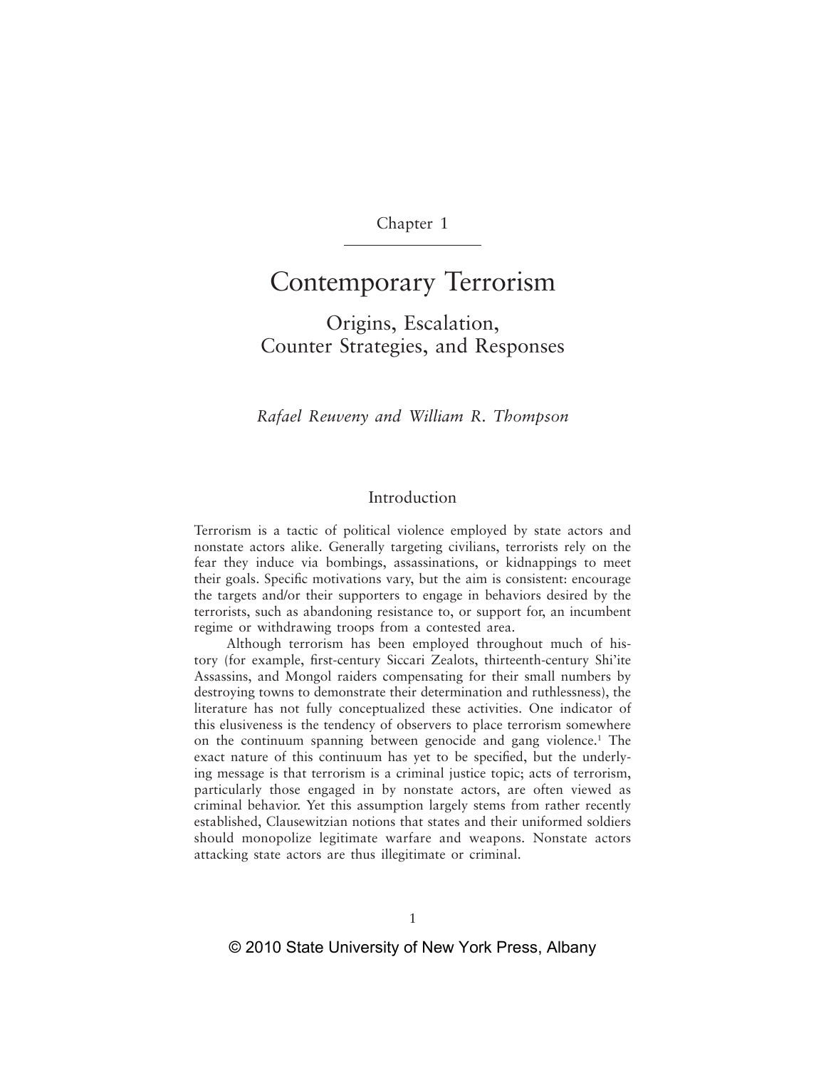Chapter 1

# Contemporary Terrorism

## Origins, Escalation, Counter Strategies, and Responses

*Rafael Reuveny and William R. Thompson*

### Introduction

Terrorism is a tactic of political violence employed by state actors and nonstate actors alike. Generally targeting civilians, terrorists rely on the fear they induce via bombings, assassinations, or kidnappings to meet their goals. Specific motivations vary, but the aim is consistent: encourage the targets and/or their supporters to engage in behaviors desired by the terrorists, such as abandoning resistance to, or support for, an incumbent regime or withdrawing troops from a contested area.

Although terrorism has been employed throughout much of history (for example, first-century Siccari Zealots, thirteenth-century Shi'ite Assassins, and Mongol raiders compensating for their small numbers by destroying towns to demonstrate their determination and ruthlessness), the literature has not fully conceptualized these activities. One indicator of this elusiveness is the tendency of observers to place terrorism somewhere on the continuum spanning between genocide and gang violence.[1] The exact nature of this continuum has yet to be specified, but the underlying message is that terrorism is a criminal justice topic; acts of terrorism, particularly those engaged in by nonstate actors, are often viewed as criminal behavior. Yet this assumption largely stems from rather recently established, Clausewitzian notions that states and their uniformed soldiers should monopolize legitimate warfare and weapons. Nonstate actors attacking state actors are thus illegitimate or criminal.

© 2010 State University of New York Press, Albany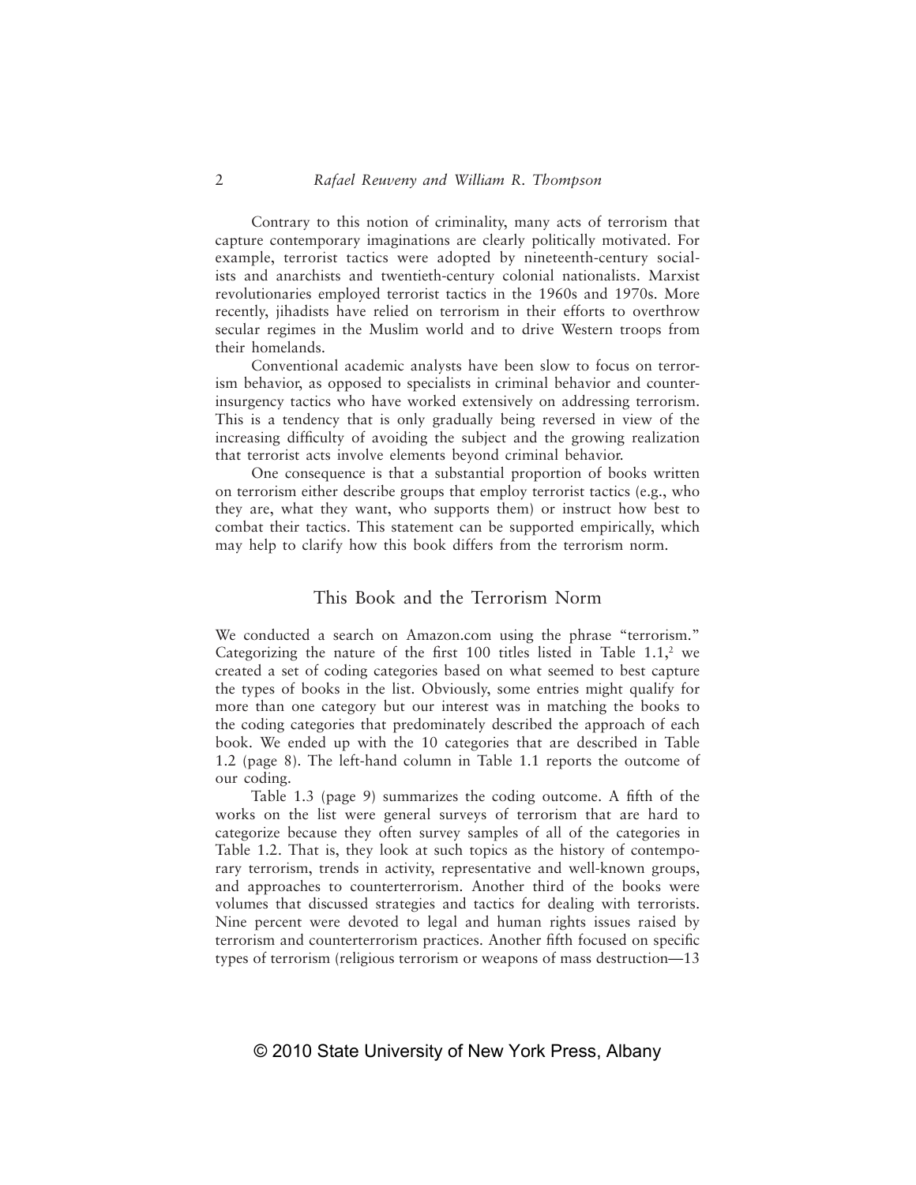Contrary to this notion of criminality, many acts of terrorism that capture contemporary imaginations are clearly politically motivated. For example, terrorist tactics were adopted by nineteenth-century socialists and anarchists and twentieth-century colonial nationalists. Marxist revolutionaries employed terrorist tactics in the 1960s and 1970s. More recently, jihadists have relied on terrorism in their efforts to overthrow secular regimes in the Muslim world and to drive Western troops from their homelands.

Conventional academic analysts have been slow to focus on terrorism behavior, as opposed to specialists in criminal behavior and counterinsurgency tactics who have worked extensively on addressing terrorism. This is a tendency that is only gradually being reversed in view of the increasing difficulty of avoiding the subject and the growing realization that terrorist acts involve elements beyond criminal behavior.

One consequence is that a substantial proportion of books written on terrorism either describe groups that employ terrorist tactics (e.g., who they are, what they want, who supports them) or instruct how best to combat their tactics. This statement can be supported empirically, which may help to clarify how this book differs from the terrorism norm.

## This Book and the Terrorism Norm

We conducted a search on Amazon.com using the phrase "terrorism." Categorizing the nature of the first 100 titles listed in Table 1.1,[2] we created a set of coding categories based on what seemed to best capture the types of books in the list. Obviously, some entries might qualify for more than one category but our interest was in matching the books to the coding categories that predominately described the approach of each book. We ended up with the 10 categories that are described in Table 1.2 (page 8). The left-hand column in Table 1.1 reports the outcome of our coding.

Table 1.3 (page 9) summarizes the coding outcome. A fifth of the works on the list were general surveys of terrorism that are hard to categorize because they often survey samples of all of the categories in Table 1.2. That is, they look at such topics as the history of contemporary terrorism, trends in activity, representative and well-known groups, and approaches to counterterrorism. Another third of the books were volumes that discussed strategies and tactics for dealing with terrorists. Nine percent were devoted to legal and human rights issues raised by terrorism and counterterrorism practices. Another fifth focused on specific types of terrorism (religious terrorism or weapons of mass destruction—13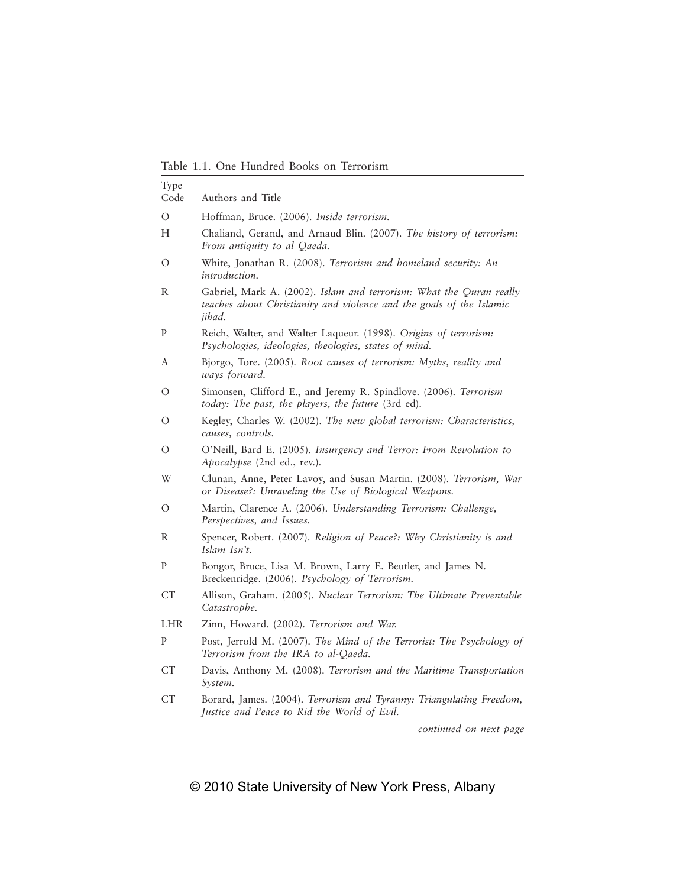Table 1.1. One Hundred Books on Terrorism

| Type Code | Authors and Title |
|---|---|
| O | Hoffman, Bruce. (2006). *Inside terrorism.* |
| H | Chaliand, Gerand, and Arnaud Blin. (2007). *The history of terrorism: From antiquity to al Qaeda.* |
| O | White, Jonathan R. (2008). *Terrorism and homeland security: An introduction.* |
| R | Gabriel, Mark A. (2002). *Islam and terrorism: What the Quran really teaches about Christianity and violence and the goals of the Islamic jihad.* |
| P | Reich, Walter, and Walter Laqueur. (1998). *Origins of terrorism: Psychologies, ideologies, theologies, states of mind.* |
| A | Bjorgo, Tore. (2005). *Root causes of terrorism: Myths, reality and ways forward.* |
| O | Simonsen, Clifford E., and Jeremy R. Spindlove. (2006). *Terrorism today: The past, the players, the future* (3rd ed). |
| O | Kegley, Charles W. (2002). *The new global terrorism: Characteristics, causes, controls.* |
| O | O'Neill, Bard E. (2005). *Insurgency and Terror: From Revolution to Apocalypse* (2nd ed., rev.). |
| W | Clunan, Anne, Peter Lavoy, and Susan Martin. (2008). *Terrorism, War or Disease?: Unraveling the Use of Biological Weapons.* |
| O | Martin, Clarence A. (2006). *Understanding Terrorism: Challenge, Perspectives, and Issues.* |
| R | Spencer, Robert. (2007). *Religion of Peace?: Why Christianity is and Islam Isn't.* |
| P | Bongor, Bruce, Lisa M. Brown, Larry E. Beutler, and James N. Breckenridge. (2006). *Psychology of Terrorism.* |
| CT | Allison, Graham. (2005). *Nuclear Terrorism: The Ultimate Preventable Catastrophe.* |
| LHR | Zinn, Howard. (2002). *Terrorism and War.* |
| P | Post, Jerrold M. (2007). *The Mind of the Terrorist: The Psychology of Terrorism from the IRA to al-Qaeda.* |
| CT | Davis, Anthony M. (2008). *Terrorism and the Maritime Transportation System.* |
| CT | Borard, James. (2004). *Terrorism and Tyranny: Triangulating Freedom, Justice and Peace to Rid the World of Evil.* |

*continued on next page*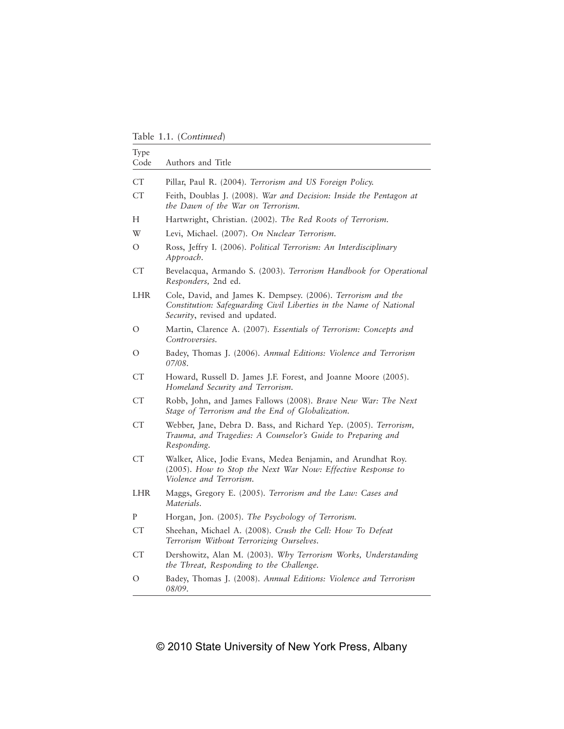Table 1.1. (*Continued*)

| Type Code | Authors and Title |
|---|---|
| CT | Pillar, Paul R. (2004). *Terrorism and US Foreign Policy.* |
| CT | Feith, Doublas J. (2008). *War and Decision: Inside the Pentagon at the Dawn of the War on Terrorism.* |
| H | Hartwright, Christian. (2002). *The Red Roots of Terrorism.* |
| W | Levi, Michael. (2007). *On Nuclear Terrorism.* |
| O | Ross, Jeffry I. (2006). *Political Terrorism: An Interdisciplinary Approach.* |
| CT | Bevelacqua, Armando S. (2003). *Terrorism Handbook for Operational Responders,* 2nd ed. |
| LHR | Cole, David, and James K. Dempsey. (2006). *Terrorism and the Constitution: Safeguarding Civil Liberties in the Name of National Security*, revised and updated. |
| O | Martin, Clarence A. (2007). *Essentials of Terrorism: Concepts and Controversies.* |
| O | Badey, Thomas J. (2006). *Annual Editions: Violence and Terrorism 07/08.* |
| CT | Howard, Russell D. James J.F. Forest, and Joanne Moore (2005). *Homeland Security and Terrorism.* |
| CT | Robb, John, and James Fallows (2008). *Brave New War: The Next Stage of Terrorism and the End of Globalization.* |
| CT | Webber, Jane, Debra D. Bass, and Richard Yep. (2005). *Terrorism, Trauma, and Tragedies: A Counselor's Guide to Preparing and Responding.* |
| CT | Walker, Alice, Jodie Evans, Medea Benjamin, and Arundhat Roy. (2005). *How to Stop the Next War Now: Effective Response to Violence and Terrorism.* |
| LHR | Maggs, Gregory E. (2005). *Terrorism and the Law: Cases and Materials.* |
| P | Horgan, Jon. (2005). *The Psychology of Terrorism.* |
| CT | Sheehan, Michael A. (2008). *Crush the Cell: How To Defeat Terrorism Without Terrorizing Ourselves.* |
| CT | Dershowitz, Alan M. (2003). *Why Terrorism Works, Understanding the Threat, Responding to the Challenge.* |
| O | Badey, Thomas J. (2008). *Annual Editions: Violence and Terrorism 08/09.* |

© 2010 State University of New York Press, Albany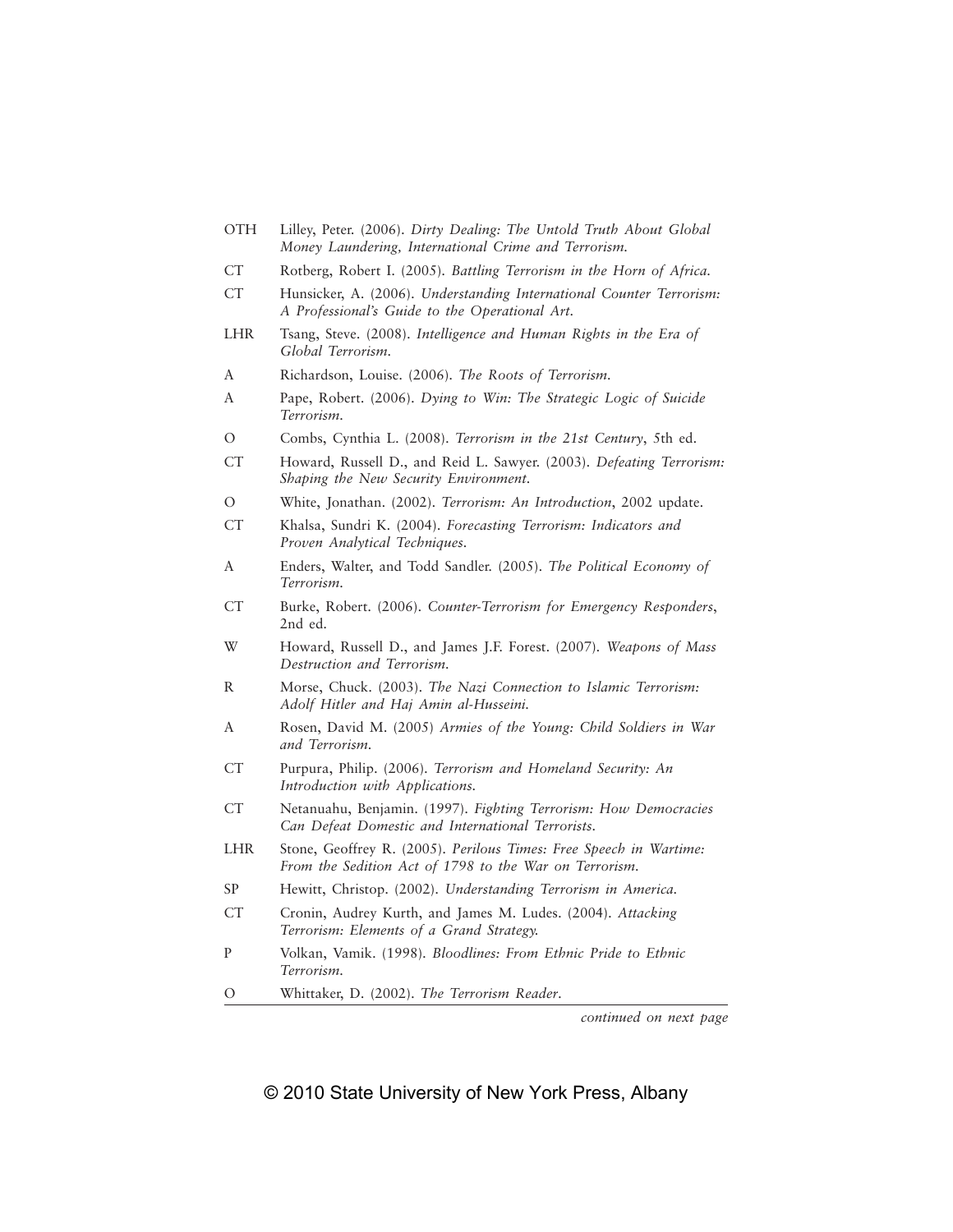| | |
|---|---|
| OTH | Lilley, Peter. (2006). *Dirty Dealing: The Untold Truth About Global Money Laundering, International Crime and Terrorism.* |
| CT | Rotberg, Robert I. (2005). *Battling Terrorism in the Horn of Africa.* |
| CT | Hunsicker, A. (2006). *Understanding International Counter Terrorism: A Professional's Guide to the Operational Art.* |
| LHR | Tsang, Steve. (2008). *Intelligence and Human Rights in the Era of Global Terrorism.* |
| A | Richardson, Louise. (2006). *The Roots of Terrorism.* |
| A | Pape, Robert. (2006). *Dying to Win: The Strategic Logic of Suicide Terrorism.* |
| O | Combs, Cynthia L. (2008). *Terrorism in the 21st Century*, 5th ed. |
| CT | Howard, Russell D., and Reid L. Sawyer. (2003). *Defeating Terrorism: Shaping the New Security Environment.* |
| O | White, Jonathan. (2002). *Terrorism: An Introduction*, 2002 update. |
| CT | Khalsa, Sundri K. (2004). *Forecasting Terrorism: Indicators and Proven Analytical Techniques.* |
| A | Enders, Walter, and Todd Sandler. (2005). *The Political Economy of Terrorism.* |
| CT | Burke, Robert. (2006). *Counter-Terrorism for Emergency Responders*, 2nd ed. |
| W | Howard, Russell D., and James J.F. Forest. (2007). *Weapons of Mass Destruction and Terrorism.* |
| R | Morse, Chuck. (2003). *The Nazi Connection to Islamic Terrorism: Adolf Hitler and Haj Amin al-Husseini.* |
| A | Rosen, David M. (2005) *Armies of the Young: Child Soldiers in War and Terrorism.* |
| CT | Purpura, Philip. (2006). *Terrorism and Homeland Security: An Introduction with Applications.* |
| CT | Netanuahu, Benjamin. (1997). *Fighting Terrorism: How Democracies Can Defeat Domestic and International Terrorists.* |
| LHR | Stone, Geoffrey R. (2005). *Perilous Times: Free Speech in Wartime: From the Sedition Act of 1798 to the War on Terrorism.* |
| SP | Hewitt, Christop. (2002). *Understanding Terrorism in America.* |
| CT | Cronin, Audrey Kurth, and James M. Ludes. (2004). *Attacking Terrorism: Elements of a Grand Strategy.* |
| P | Volkan, Vamik. (1998). *Bloodlines: From Ethnic Pride to Ethnic Terrorism.* |
| O | Whittaker, D. (2002). *The Terrorism Reader.* |

*continued on next page*

© 2010 State University of New York Press, Albany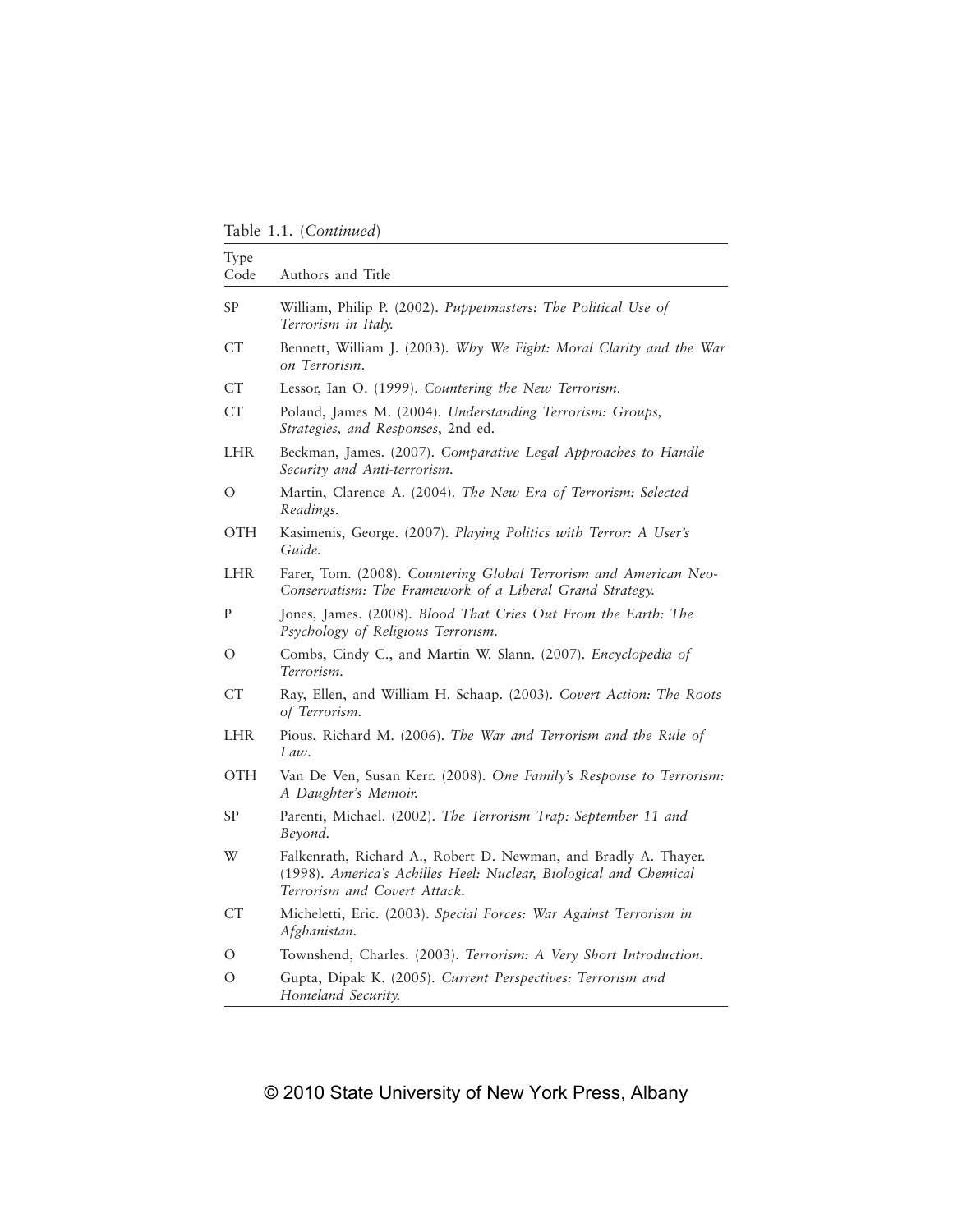Table 1.1. (*Continued*)

| Type Code | Authors and Title |
|---|---|
| SP | William, Philip P. (2002). *Puppetmasters: The Political Use of Terrorism in Italy.* |
| CT | Bennett, William J. (2003). *Why We Fight: Moral Clarity and the War on Terrorism.* |
| CT | Lessor, Ian O. (1999). *Countering the New Terrorism.* |
| CT | Poland, James M. (2004). *Understanding Terrorism: Groups, Strategies, and Responses*, 2nd ed. |
| LHR | Beckman, James. (2007). *Comparative Legal Approaches to Handle Security and Anti-terrorism.* |
| O | Martin, Clarence A. (2004). *The New Era of Terrorism: Selected Readings.* |
| OTH | Kasimenis, George. (2007). *Playing Politics with Terror: A User's Guide.* |
| LHR | Farer, Tom. (2008). *Countering Global Terrorism and American Neo-Conservatism: The Framework of a Liberal Grand Strategy.* |
| P | Jones, James. (2008). *Blood That Cries Out From the Earth: The Psychology of Religious Terrorism.* |
| O | Combs, Cindy C., and Martin W. Slann. (2007). *Encyclopedia of Terrorism.* |
| CT | Ray, Ellen, and William H. Schaap. (2003). *Covert Action: The Roots of Terrorism.* |
| LHR | Pious, Richard M. (2006). *The War and Terrorism and the Rule of Law.* |
| OTH | Van De Ven, Susan Kerr. (2008). *One Family's Response to Terrorism: A Daughter's Memoir.* |
| SP | Parenti, Michael. (2002). *The Terrorism Trap: September 11 and Beyond.* |
| W | Falkenrath, Richard A., Robert D. Newman, and Bradly A. Thayer. (1998). *America's Achilles Heel: Nuclear, Biological and Chemical Terrorism and Covert Attack.* |
| CT | Micheletti, Eric. (2003). *Special Forces: War Against Terrorism in Afghanistan.* |
| O | Townshend, Charles. (2003). *Terrorism: A Very Short Introduction.* |
| O | Gupta, Dipak K. (2005). *Current Perspectives: Terrorism and Homeland Security.* |

© 2010 State University of New York Press, Albany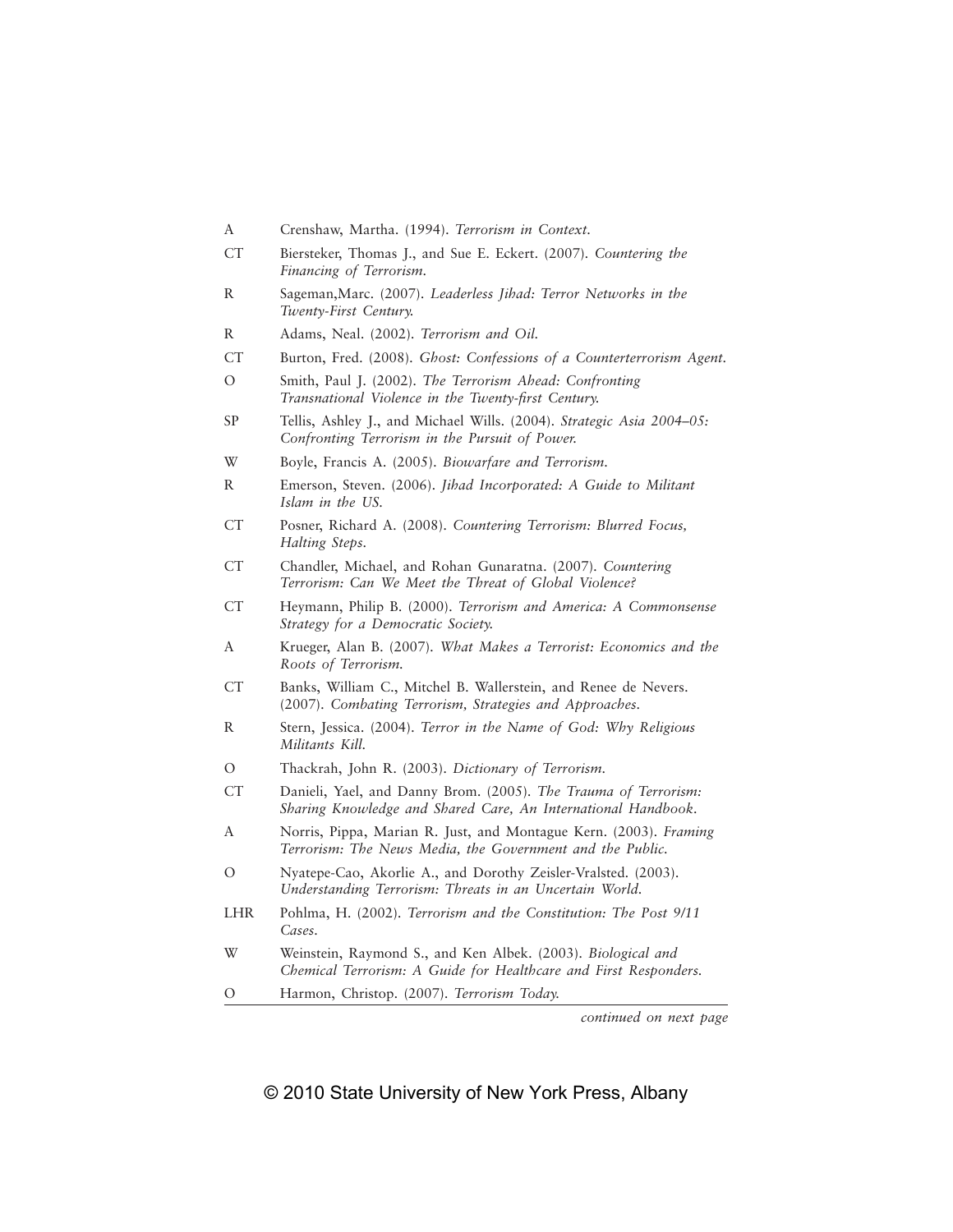| | |
|---|---|
| A | Crenshaw, Martha. (1994). *Terrorism in Context.* |
| CT | Biersteker, Thomas J., and Sue E. Eckert. (2007). *Countering the Financing of Terrorism.* |
| R | Sageman,Marc. (2007). *Leaderless Jihad: Terror Networks in the Twenty-First Century.* |
| R | Adams, Neal. (2002). *Terrorism and Oil.* |
| CT | Burton, Fred. (2008). *Ghost: Confessions of a Counterterrorism Agent.* |
| O | Smith, Paul J. (2002). *The Terrorism Ahead: Confronting Transnational Violence in the Twenty-first Century.* |
| SP | Tellis, Ashley J., and Michael Wills. (2004). *Strategic Asia 2004–05: Confronting Terrorism in the Pursuit of Power.* |
| W | Boyle, Francis A. (2005). *Biowarfare and Terrorism.* |
| R | Emerson, Steven. (2006). *Jihad Incorporated: A Guide to Militant Islam in the US.* |
| CT | Posner, Richard A. (2008). *Countering Terrorism: Blurred Focus, Halting Steps.* |
| CT | Chandler, Michael, and Rohan Gunaratna. (2007). *Countering Terrorism: Can We Meet the Threat of Global Violence?* |
| CT | Heymann, Philip B. (2000). *Terrorism and America: A Commonsense Strategy for a Democratic Society.* |
| A | Krueger, Alan B. (2007). *What Makes a Terrorist: Economics and the Roots of Terrorism.* |
| CT | Banks, William C., Mitchel B. Wallerstein, and Renee de Nevers. (2007). *Combating Terrorism, Strategies and Approaches.* |
| R | Stern, Jessica. (2004). *Terror in the Name of God: Why Religious Militants Kill.* |
| O | Thackrah, John R. (2003). *Dictionary of Terrorism.* |
| CT | Danieli, Yael, and Danny Brom. (2005). *The Trauma of Terrorism: Sharing Knowledge and Shared Care, An International Handbook.* |
| A | Norris, Pippa, Marian R. Just, and Montague Kern. (2003). *Framing Terrorism: The News Media, the Government and the Public.* |
| O | Nyatepe-Cao, Akorlie A., and Dorothy Zeisler-Vralsted. (2003). *Understanding Terrorism: Threats in an Uncertain World.* |
| LHR | Pohlma, H. (2002). *Terrorism and the Constitution: The Post 9/11 Cases.* |
| W | Weinstein, Raymond S., and Ken Albek. (2003). *Biological and Chemical Terrorism: A Guide for Healthcare and First Responders.* |
| O | Harmon, Christop. (2007). *Terrorism Today.* |

*continued on next page*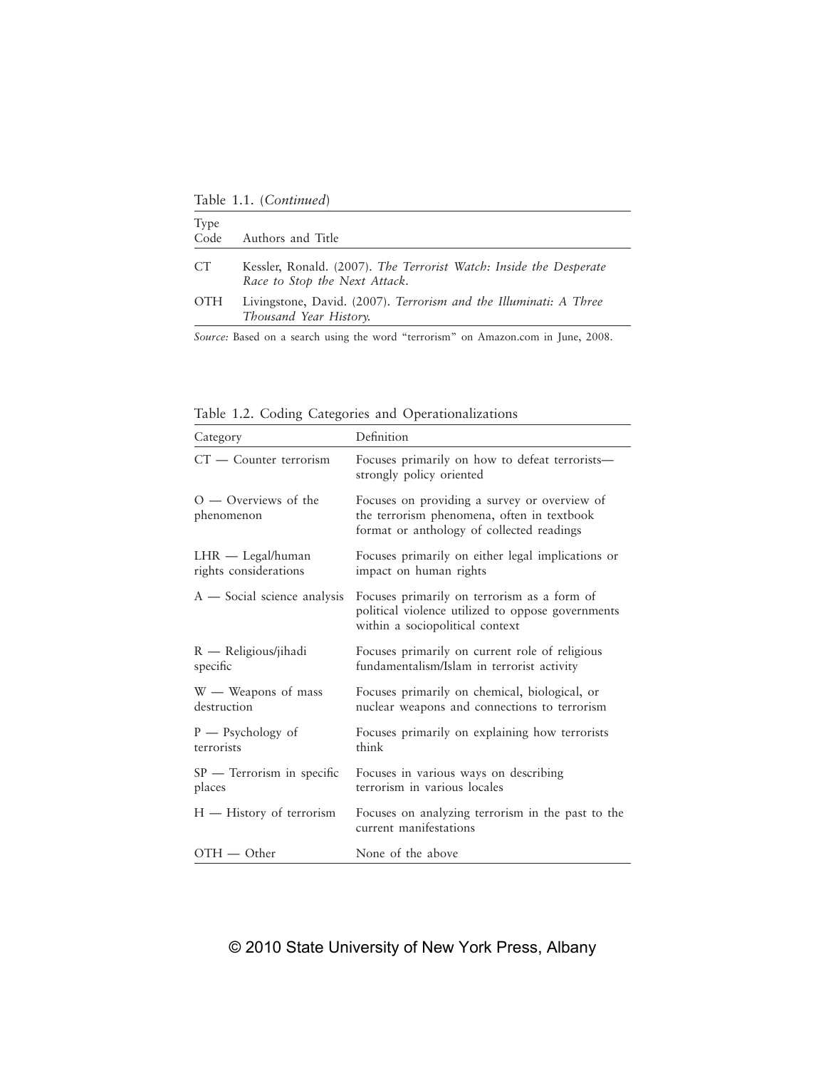Table 1.1. (*Continued*)

| Type Code | Authors and Title |
|---|---|
| CT | Kessler, Ronald. (2007). *The Terrorist Watch: Inside the Desperate Race to Stop the Next Attack.* |
| OTH | Livingstone, David. (2007). *Terrorism and the Illuminati: A Three Thousand Year History.* |

*Source:* Based on a search using the word "terrorism" on Amazon.com in June, 2008.

Table 1.2. Coding Categories and Operationalizations

| Category | Definition |
|---|---|
| CT — Counter terrorism | Focuses primarily on how to defeat terrorists—strongly policy oriented |
| O — Overviews of the phenomenon | Focuses on providing a survey or overview of the terrorism phenomena, often in textbook format or anthology of collected readings |
| LHR — Legal/human rights considerations | Focuses primarily on either legal implications or impact on human rights |
| A — Social science analysis | Focuses primarily on terrorism as a form of political violence utilized to oppose governments within a sociopolitical context |
| R — Religious/jihadi specific | Focuses primarily on current role of religious fundamentalism/Islam in terrorist activity |
| W — Weapons of mass destruction | Focuses primarily on chemical, biological, or nuclear weapons and connections to terrorism |
| P — Psychology of terrorists | Focuses primarily on explaining how terrorists think |
| SP — Terrorism in specific places | Focuses in various ways on describing terrorism in various locales |
| H — History of terrorism | Focuses on analyzing terrorism in the past to the current manifestations |
| OTH — Other | None of the above |

© 2010 State University of New York Press, Albany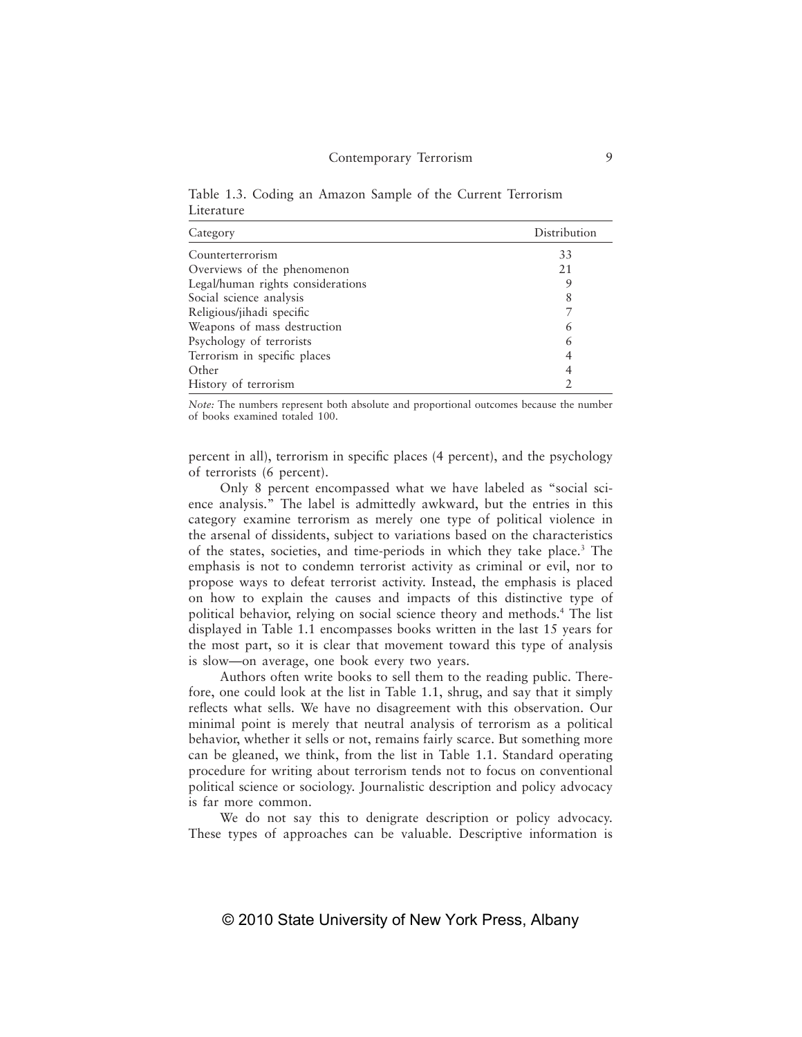Table 1.3. Coding an Amazon Sample of the Current Terrorism Literature

| Category | Distribution |
|---|---|
| Counterterrorism | 33 |
| Overviews of the phenomenon | 21 |
| Legal/human rights considerations | 9 |
| Social science analysis | 8 |
| Religious/jihadi specific | 7 |
| Weapons of mass destruction | 6 |
| Psychology of terrorists | 6 |
| Terrorism in specific places | 4 |
| Other | 4 |
| History of terrorism | 2 |

*Note:* The numbers represent both absolute and proportional outcomes because the number of books examined totaled 100.

percent in all), terrorism in specific places (4 percent), and the psychology of terrorists (6 percent).

Only 8 percent encompassed what we have labeled as "social science analysis." The label is admittedly awkward, but the entries in this category examine terrorism as merely one type of political violence in the arsenal of dissidents, subject to variations based on the characteristics of the states, societies, and time-periods in which they take place.[3] The emphasis is not to condemn terrorist activity as criminal or evil, nor to propose ways to defeat terrorist activity. Instead, the emphasis is placed on how to explain the causes and impacts of this distinctive type of political behavior, relying on social science theory and methods.[4] The list displayed in Table 1.1 encompasses books written in the last 15 years for the most part, so it is clear that movement toward this type of analysis is slow—on average, one book every two years.

Authors often write books to sell them to the reading public. Therefore, one could look at the list in Table 1.1, shrug, and say that it simply reflects what sells. We have no disagreement with this observation. Our minimal point is merely that neutral analysis of terrorism as a political behavior, whether it sells or not, remains fairly scarce. But something more can be gleaned, we think, from the list in Table 1.1. Standard operating procedure for writing about terrorism tends not to focus on conventional political science or sociology. Journalistic description and policy advocacy is far more common.

We do not say this to denigrate description or policy advocacy. These types of approaches can be valuable. Descriptive information is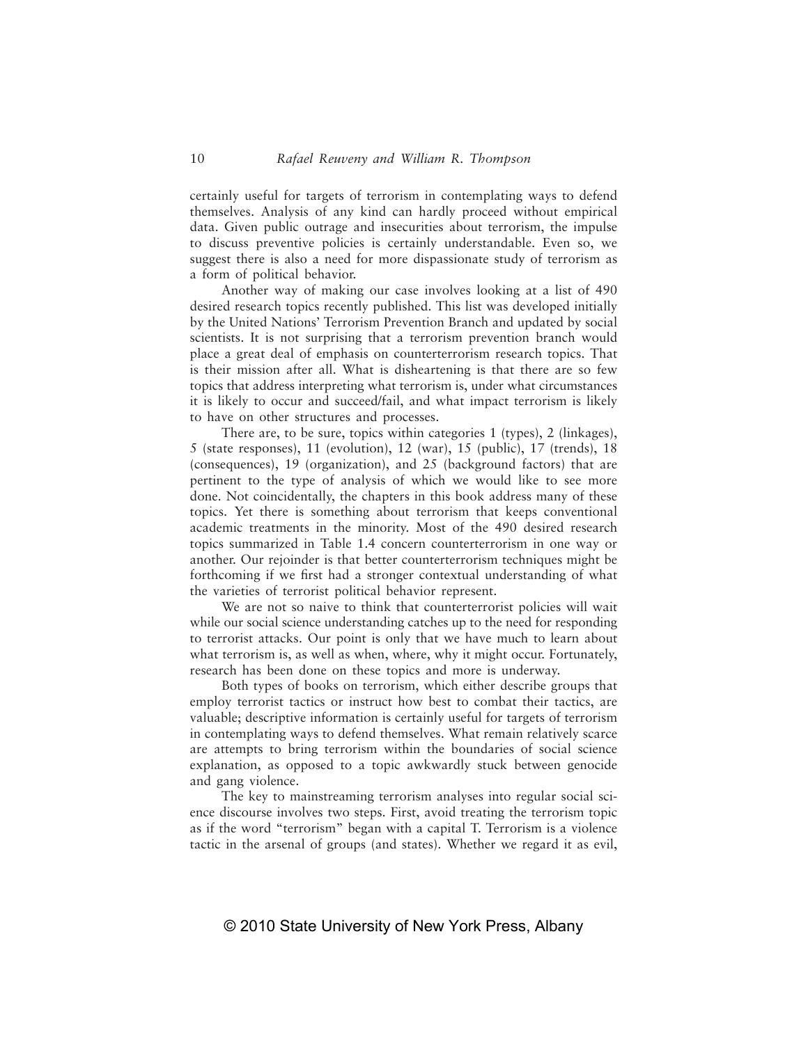certainly useful for targets of terrorism in contemplating ways to defend themselves. Analysis of any kind can hardly proceed without empirical data. Given public outrage and insecurities about terrorism, the impulse to discuss preventive policies is certainly understandable. Even so, we suggest there is also a need for more dispassionate study of terrorism as a form of political behavior.

Another way of making our case involves looking at a list of 490 desired research topics recently published. This list was developed initially by the United Nations' Terrorism Prevention Branch and updated by social scientists. It is not surprising that a terrorism prevention branch would place a great deal of emphasis on counterterrorism research topics. That is their mission after all. What is disheartening is that there are so few topics that address interpreting what terrorism is, under what circumstances it is likely to occur and succeed/fail, and what impact terrorism is likely to have on other structures and processes.

There are, to be sure, topics within categories 1 (types), 2 (linkages), 5 (state responses), 11 (evolution), 12 (war), 15 (public), 17 (trends), 18 (consequences), 19 (organization), and 25 (background factors) that are pertinent to the type of analysis of which we would like to see more done. Not coincidentally, the chapters in this book address many of these topics. Yet there is something about terrorism that keeps conventional academic treatments in the minority. Most of the 490 desired research topics summarized in Table 1.4 concern counterterrorism in one way or another. Our rejoinder is that better counterterrorism techniques might be forthcoming if we first had a stronger contextual understanding of what the varieties of terrorist political behavior represent.

We are not so naive to think that counterterrorist policies will wait while our social science understanding catches up to the need for responding to terrorist attacks. Our point is only that we have much to learn about what terrorism is, as well as when, where, why it might occur. Fortunately, research has been done on these topics and more is underway.

Both types of books on terrorism, which either describe groups that employ terrorist tactics or instruct how best to combat their tactics, are valuable; descriptive information is certainly useful for targets of terrorism in contemplating ways to defend themselves. What remain relatively scarce are attempts to bring terrorism within the boundaries of social science explanation, as opposed to a topic awkwardly stuck between genocide and gang violence.

The key to mainstreaming terrorism analyses into regular social science discourse involves two steps. First, avoid treating the terrorism topic as if the word "terrorism" began with a capital T. Terrorism is a violence tactic in the arsenal of groups (and states). Whether we regard it as evil,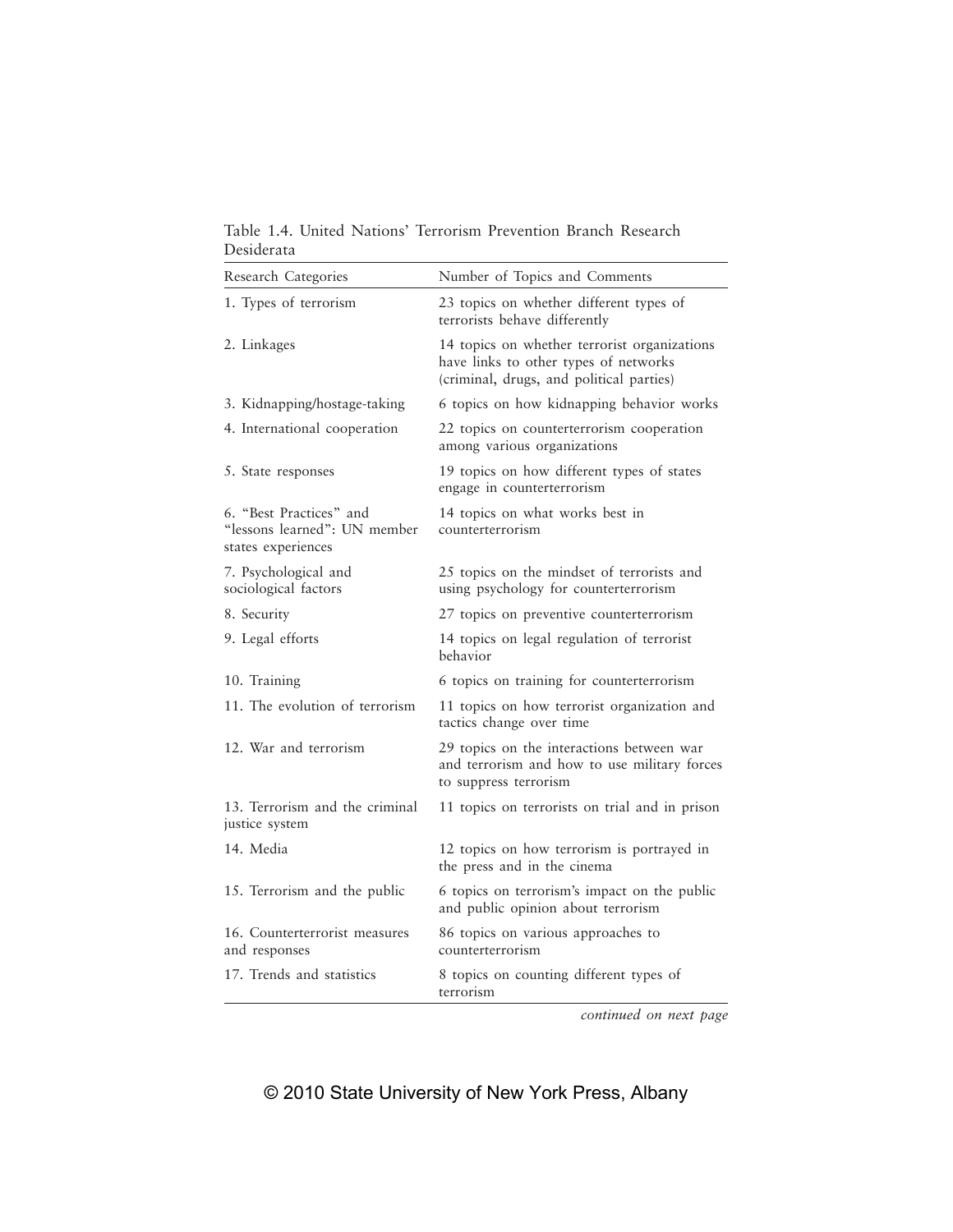Table 1.4. United Nations' Terrorism Prevention Branch Research Desiderata

| Research Categories | Number of Topics and Comments |
|---|---|
| 1. Types of terrorism | 23 topics on whether different types of terrorists behave differently |
| 2. Linkages | 14 topics on whether terrorist organizations have links to other types of networks (criminal, drugs, and political parties) |
| 3. Kidnapping/hostage-taking | 6 topics on how kidnapping behavior works |
| 4. International cooperation | 22 topics on counterterrorism cooperation among various organizations |
| 5. State responses | 19 topics on how different types of states engage in counterterrorism |
| 6. "Best Practices" and "lessons learned": UN member states experiences | 14 topics on what works best in counterterrorism |
| 7. Psychological and sociological factors | 25 topics on the mindset of terrorists and using psychology for counterterrorism |
| 8. Security | 27 topics on preventive counterterrorism |
| 9. Legal efforts | 14 topics on legal regulation of terrorist behavior |
| 10. Training | 6 topics on training for counterterrorism |
| 11. The evolution of terrorism | 11 topics on how terrorist organization and tactics change over time |
| 12. War and terrorism | 29 topics on the interactions between war and terrorism and how to use military forces to suppress terrorism |
| 13. Terrorism and the criminal justice system | 11 topics on terrorists on trial and in prison |
| 14. Media | 12 topics on how terrorism is portrayed in the press and in the cinema |
| 15. Terrorism and the public | 6 topics on terrorism's impact on the public and public opinion about terrorism |
| 16. Counterterrorist measures and responses | 86 topics on various approaches to counterterrorism |
| 17. Trends and statistics | 8 topics on counting different types of terrorism |

*continued on next page*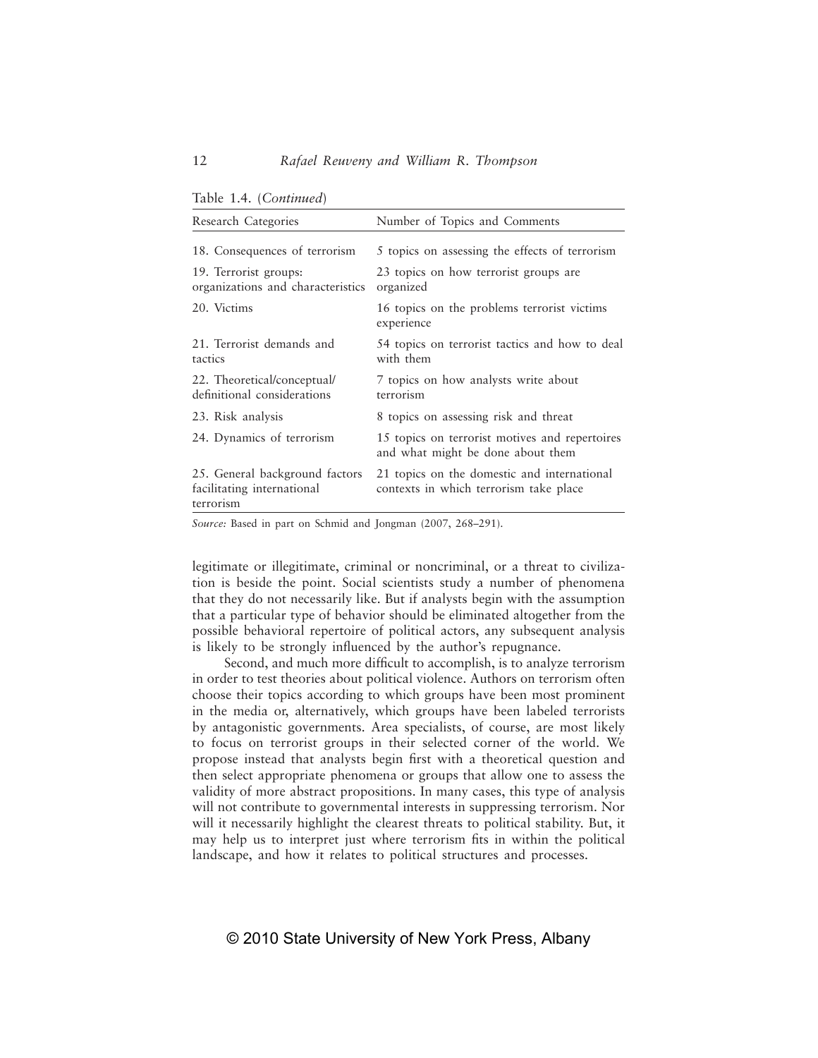Table 1.4. (*Continued*)

| Research Categories | Number of Topics and Comments |
|---|---|
| 18. Consequences of terrorism | 5 topics on assessing the effects of terrorism |
| 19. Terrorist groups: organizations and characteristics | 23 topics on how terrorist groups are organized |
| 20. Victims | 16 topics on the problems terrorist victims experience |
| 21. Terrorist demands and tactics | 54 topics on terrorist tactics and how to deal with them |
| 22. Theoretical/conceptual/ definitional considerations | 7 topics on how analysts write about terrorism |
| 23. Risk analysis | 8 topics on assessing risk and threat |
| 24. Dynamics of terrorism | 15 topics on terrorist motives and repertoires and what might be done about them |
| 25. General background factors facilitating international terrorism | 21 topics on the domestic and international contexts in which terrorism take place |

*Source:* Based in part on Schmid and Jongman (2007, 268–291).

legitimate or illegitimate, criminal or noncriminal, or a threat to civilization is beside the point. Social scientists study a number of phenomena that they do not necessarily like. But if analysts begin with the assumption that a particular type of behavior should be eliminated altogether from the possible behavioral repertoire of political actors, any subsequent analysis is likely to be strongly influenced by the author's repugnance.

Second, and much more difficult to accomplish, is to analyze terrorism in order to test theories about political violence. Authors on terrorism often choose their topics according to which groups have been most prominent in the media or, alternatively, which groups have been labeled terrorists by antagonistic governments. Area specialists, of course, are most likely to focus on terrorist groups in their selected corner of the world. We propose instead that analysts begin first with a theoretical question and then select appropriate phenomena or groups that allow one to assess the validity of more abstract propositions. In many cases, this type of analysis will not contribute to governmental interests in suppressing terrorism. Nor will it necessarily highlight the clearest threats to political stability. But, it may help us to interpret just where terrorism fits in within the political landscape, and how it relates to political structures and processes.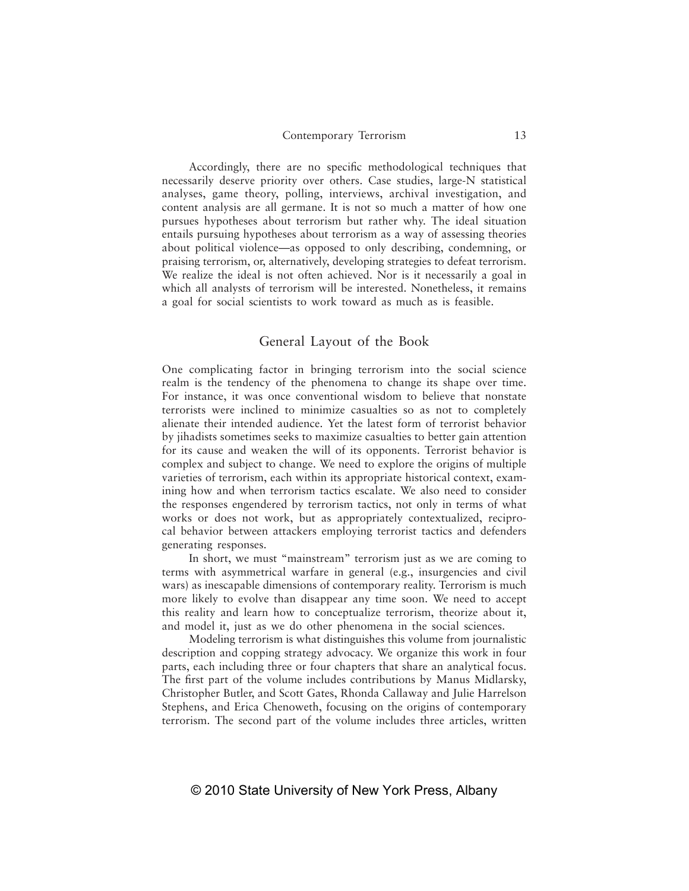Accordingly, there are no specific methodological techniques that necessarily deserve priority over others. Case studies, large-N statistical analyses, game theory, polling, interviews, archival investigation, and content analysis are all germane. It is not so much a matter of how one pursues hypotheses about terrorism but rather why. The ideal situation entails pursuing hypotheses about terrorism as a way of assessing theories about political violence—as opposed to only describing, condemning, or praising terrorism, or, alternatively, developing strategies to defeat terrorism. We realize the ideal is not often achieved. Nor is it necessarily a goal in which all analysts of terrorism will be interested. Nonetheless, it remains a goal for social scientists to work toward as much as is feasible.

## General Layout of the Book

One complicating factor in bringing terrorism into the social science realm is the tendency of the phenomena to change its shape over time. For instance, it was once conventional wisdom to believe that nonstate terrorists were inclined to minimize casualties so as not to completely alienate their intended audience. Yet the latest form of terrorist behavior by jihadists sometimes seeks to maximize casualties to better gain attention for its cause and weaken the will of its opponents. Terrorist behavior is complex and subject to change. We need to explore the origins of multiple varieties of terrorism, each within its appropriate historical context, examining how and when terrorism tactics escalate. We also need to consider the responses engendered by terrorism tactics, not only in terms of what works or does not work, but as appropriately contextualized, reciprocal behavior between attackers employing terrorist tactics and defenders generating responses.

In short, we must "mainstream" terrorism just as we are coming to terms with asymmetrical warfare in general (e.g., insurgencies and civil wars) as inescapable dimensions of contemporary reality. Terrorism is much more likely to evolve than disappear any time soon. We need to accept this reality and learn how to conceptualize terrorism, theorize about it, and model it, just as we do other phenomena in the social sciences.

Modeling terrorism is what distinguishes this volume from journalistic description and copping strategy advocacy. We organize this work in four parts, each including three or four chapters that share an analytical focus. The first part of the volume includes contributions by Manus Midlarsky, Christopher Butler, and Scott Gates, Rhonda Callaway and Julie Harrelson Stephens, and Erica Chenoweth, focusing on the origins of contemporary terrorism. The second part of the volume includes three articles, written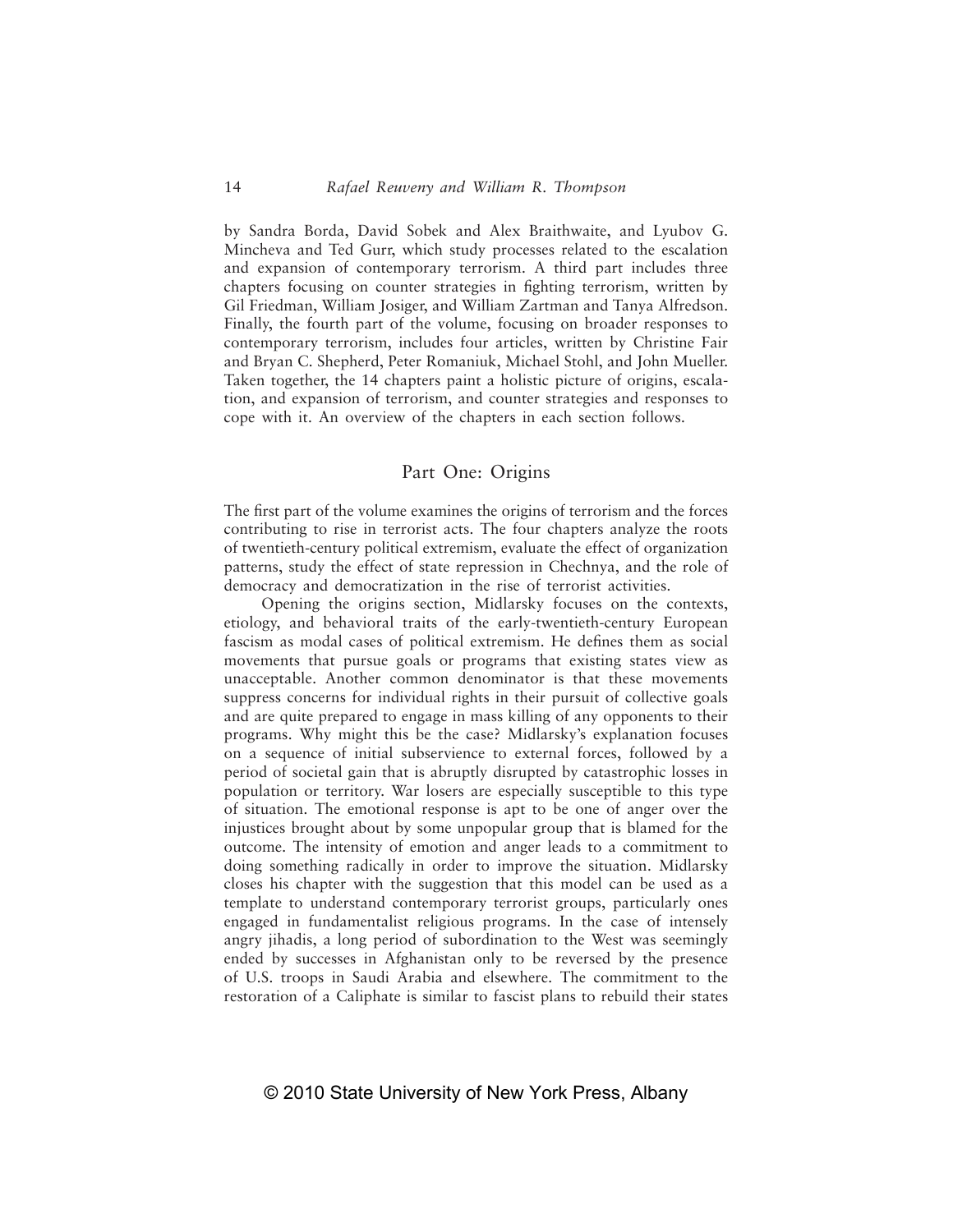by Sandra Borda, David Sobek and Alex Braithwaite, and Lyubov G. Mincheva and Ted Gurr, which study processes related to the escalation and expansion of contemporary terrorism. A third part includes three chapters focusing on counter strategies in fighting terrorism, written by Gil Friedman, William Josiger, and William Zartman and Tanya Alfredson. Finally, the fourth part of the volume, focusing on broader responses to contemporary terrorism, includes four articles, written by Christine Fair and Bryan C. Shepherd, Peter Romaniuk, Michael Stohl, and John Mueller. Taken together, the 14 chapters paint a holistic picture of origins, escalation, and expansion of terrorism, and counter strategies and responses to cope with it. An overview of the chapters in each section follows.

## Part One: Origins

The first part of the volume examines the origins of terrorism and the forces contributing to rise in terrorist acts. The four chapters analyze the roots of twentieth-century political extremism, evaluate the effect of organization patterns, study the effect of state repression in Chechnya, and the role of democracy and democratization in the rise of terrorist activities.

Opening the origins section, Midlarsky focuses on the contexts, etiology, and behavioral traits of the early-twentieth-century European fascism as modal cases of political extremism. He defines them as social movements that pursue goals or programs that existing states view as unacceptable. Another common denominator is that these movements suppress concerns for individual rights in their pursuit of collective goals and are quite prepared to engage in mass killing of any opponents to their programs. Why might this be the case? Midlarsky's explanation focuses on a sequence of initial subservience to external forces, followed by a period of societal gain that is abruptly disrupted by catastrophic losses in population or territory. War losers are especially susceptible to this type of situation. The emotional response is apt to be one of anger over the injustices brought about by some unpopular group that is blamed for the outcome. The intensity of emotion and anger leads to a commitment to doing something radically in order to improve the situation. Midlarsky closes his chapter with the suggestion that this model can be used as a template to understand contemporary terrorist groups, particularly ones engaged in fundamentalist religious programs. In the case of intensely angry jihadis, a long period of subordination to the West was seemingly ended by successes in Afghanistan only to be reversed by the presence of U.S. troops in Saudi Arabia and elsewhere. The commitment to the restoration of a Caliphate is similar to fascist plans to rebuild their states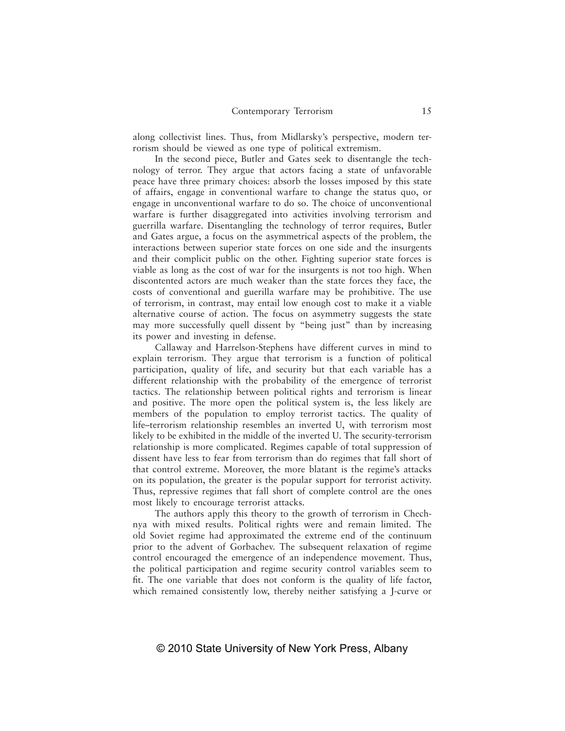along collectivist lines. Thus, from Midlarsky's perspective, modern terrorism should be viewed as one type of political extremism.

In the second piece, Butler and Gates seek to disentangle the technology of terror. They argue that actors facing a state of unfavorable peace have three primary choices: absorb the losses imposed by this state of affairs, engage in conventional warfare to change the status quo, or engage in unconventional warfare to do so. The choice of unconventional warfare is further disaggregated into activities involving terrorism and guerrilla warfare. Disentangling the technology of terror requires, Butler and Gates argue, a focus on the asymmetrical aspects of the problem, the interactions between superior state forces on one side and the insurgents and their complicit public on the other. Fighting superior state forces is viable as long as the cost of war for the insurgents is not too high. When discontented actors are much weaker than the state forces they face, the costs of conventional and guerilla warfare may be prohibitive. The use of terrorism, in contrast, may entail low enough cost to make it a viable alternative course of action. The focus on asymmetry suggests the state may more successfully quell dissent by "being just" than by increasing its power and investing in defense.

Callaway and Harrelson-Stephens have different curves in mind to explain terrorism. They argue that terrorism is a function of political participation, quality of life, and security but that each variable has a different relationship with the probability of the emergence of terrorist tactics. The relationship between political rights and terrorism is linear and positive. The more open the political system is, the less likely are members of the population to employ terrorist tactics. The quality of life–terrorism relationship resembles an inverted U, with terrorism most likely to be exhibited in the middle of the inverted U. The security-terrorism relationship is more complicated. Regimes capable of total suppression of dissent have less to fear from terrorism than do regimes that fall short of that control extreme. Moreover, the more blatant is the regime's attacks on its population, the greater is the popular support for terrorist activity. Thus, repressive regimes that fall short of complete control are the ones most likely to encourage terrorist attacks.

The authors apply this theory to the growth of terrorism in Chechnya with mixed results. Political rights were and remain limited. The old Soviet regime had approximated the extreme end of the continuum prior to the advent of Gorbachev. The subsequent relaxation of regime control encouraged the emergence of an independence movement. Thus, the political participation and regime security control variables seem to fit. The one variable that does not conform is the quality of life factor, which remained consistently low, thereby neither satisfying a J-curve or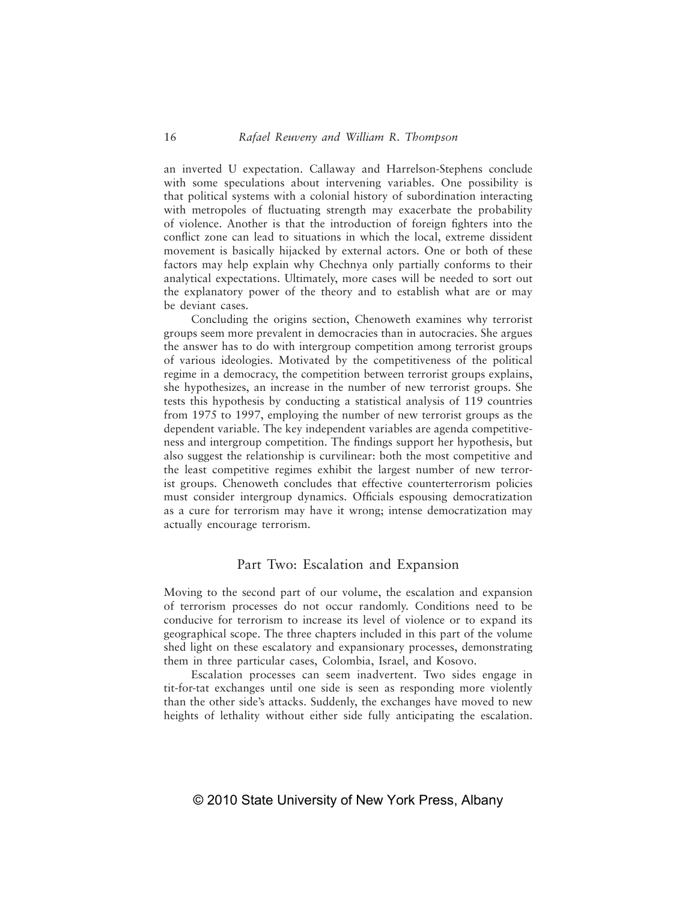an inverted U expectation. Callaway and Harrelson-Stephens conclude with some speculations about intervening variables. One possibility is that political systems with a colonial history of subordination interacting with metropoles of fluctuating strength may exacerbate the probability of violence. Another is that the introduction of foreign fighters into the conflict zone can lead to situations in which the local, extreme dissident movement is basically hijacked by external actors. One or both of these factors may help explain why Chechnya only partially conforms to their analytical expectations. Ultimately, more cases will be needed to sort out the explanatory power of the theory and to establish what are or may be deviant cases.

Concluding the origins section, Chenoweth examines why terrorist groups seem more prevalent in democracies than in autocracies. She argues the answer has to do with intergroup competition among terrorist groups of various ideologies. Motivated by the competitiveness of the political regime in a democracy, the competition between terrorist groups explains, she hypothesizes, an increase in the number of new terrorist groups. She tests this hypothesis by conducting a statistical analysis of 119 countries from 1975 to 1997, employing the number of new terrorist groups as the dependent variable. The key independent variables are agenda competitiveness and intergroup competition. The findings support her hypothesis, but also suggest the relationship is curvilinear: both the most competitive and the least competitive regimes exhibit the largest number of new terrorist groups. Chenoweth concludes that effective counterterrorism policies must consider intergroup dynamics. Officials espousing democratization as a cure for terrorism may have it wrong; intense democratization may actually encourage terrorism.

## Part Two: Escalation and Expansion

Moving to the second part of our volume, the escalation and expansion of terrorism processes do not occur randomly. Conditions need to be conducive for terrorism to increase its level of violence or to expand its geographical scope. The three chapters included in this part of the volume shed light on these escalatory and expansionary processes, demonstrating them in three particular cases, Colombia, Israel, and Kosovo.

Escalation processes can seem inadvertent. Two sides engage in tit-for-tat exchanges until one side is seen as responding more violently than the other side's attacks. Suddenly, the exchanges have moved to new heights of lethality without either side fully anticipating the escalation.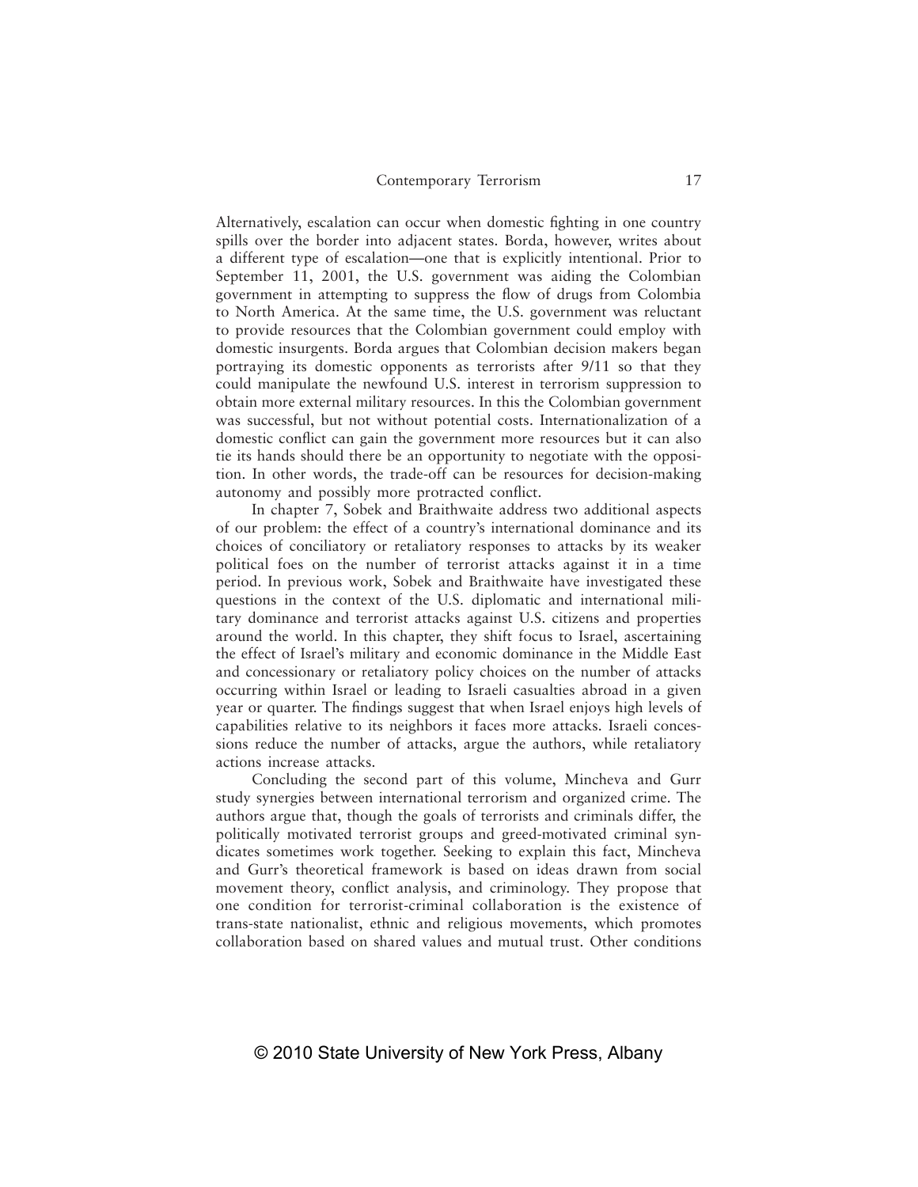Alternatively, escalation can occur when domestic fighting in one country spills over the border into adjacent states. Borda, however, writes about a different type of escalation—one that is explicitly intentional. Prior to September 11, 2001, the U.S. government was aiding the Colombian government in attempting to suppress the flow of drugs from Colombia to North America. At the same time, the U.S. government was reluctant to provide resources that the Colombian government could employ with domestic insurgents. Borda argues that Colombian decision makers began portraying its domestic opponents as terrorists after 9/11 so that they could manipulate the newfound U.S. interest in terrorism suppression to obtain more external military resources. In this the Colombian government was successful, but not without potential costs. Internationalization of a domestic conflict can gain the government more resources but it can also tie its hands should there be an opportunity to negotiate with the opposition. In other words, the trade-off can be resources for decision-making autonomy and possibly more protracted conflict.

In chapter 7, Sobek and Braithwaite address two additional aspects of our problem: the effect of a country's international dominance and its choices of conciliatory or retaliatory responses to attacks by its weaker political foes on the number of terrorist attacks against it in a time period. In previous work, Sobek and Braithwaite have investigated these questions in the context of the U.S. diplomatic and international military dominance and terrorist attacks against U.S. citizens and properties around the world. In this chapter, they shift focus to Israel, ascertaining the effect of Israel's military and economic dominance in the Middle East and concessionary or retaliatory policy choices on the number of attacks occurring within Israel or leading to Israeli casualties abroad in a given year or quarter. The findings suggest that when Israel enjoys high levels of capabilities relative to its neighbors it faces more attacks. Israeli concessions reduce the number of attacks, argue the authors, while retaliatory actions increase attacks.

Concluding the second part of this volume, Mincheva and Gurr study synergies between international terrorism and organized crime. The authors argue that, though the goals of terrorists and criminals differ, the politically motivated terrorist groups and greed-motivated criminal syndicates sometimes work together. Seeking to explain this fact, Mincheva and Gurr's theoretical framework is based on ideas drawn from social movement theory, conflict analysis, and criminology. They propose that one condition for terrorist-criminal collaboration is the existence of trans-state nationalist, ethnic and religious movements, which promotes collaboration based on shared values and mutual trust. Other conditions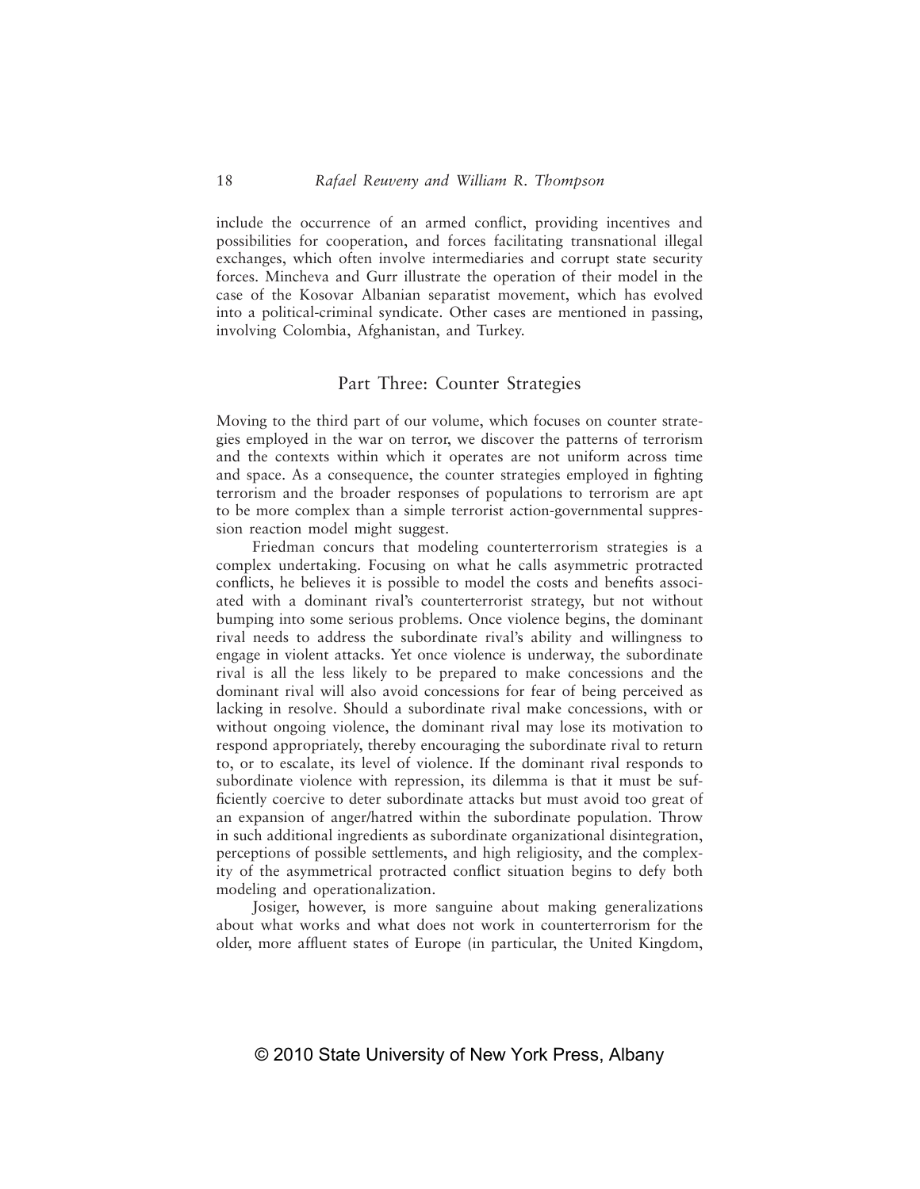include the occurrence of an armed conflict, providing incentives and possibilities for cooperation, and forces facilitating transnational illegal exchanges, which often involve intermediaries and corrupt state security forces. Mincheva and Gurr illustrate the operation of their model in the case of the Kosovar Albanian separatist movement, which has evolved into a political-criminal syndicate. Other cases are mentioned in passing, involving Colombia, Afghanistan, and Turkey.

## Part Three: Counter Strategies

Moving to the third part of our volume, which focuses on counter strategies employed in the war on terror, we discover the patterns of terrorism and the contexts within which it operates are not uniform across time and space. As a consequence, the counter strategies employed in fighting terrorism and the broader responses of populations to terrorism are apt to be more complex than a simple terrorist action-governmental suppression reaction model might suggest.

Friedman concurs that modeling counterterrorism strategies is a complex undertaking. Focusing on what he calls asymmetric protracted conflicts, he believes it is possible to model the costs and benefits associated with a dominant rival's counterterrorist strategy, but not without bumping into some serious problems. Once violence begins, the dominant rival needs to address the subordinate rival's ability and willingness to engage in violent attacks. Yet once violence is underway, the subordinate rival is all the less likely to be prepared to make concessions and the dominant rival will also avoid concessions for fear of being perceived as lacking in resolve. Should a subordinate rival make concessions, with or without ongoing violence, the dominant rival may lose its motivation to respond appropriately, thereby encouraging the subordinate rival to return to, or to escalate, its level of violence. If the dominant rival responds to subordinate violence with repression, its dilemma is that it must be sufficiently coercive to deter subordinate attacks but must avoid too great of an expansion of anger/hatred within the subordinate population. Throw in such additional ingredients as subordinate organizational disintegration, perceptions of possible settlements, and high religiosity, and the complexity of the asymmetrical protracted conflict situation begins to defy both modeling and operationalization.

Josiger, however, is more sanguine about making generalizations about what works and what does not work in counterterrorism for the older, more affluent states of Europe (in particular, the United Kingdom,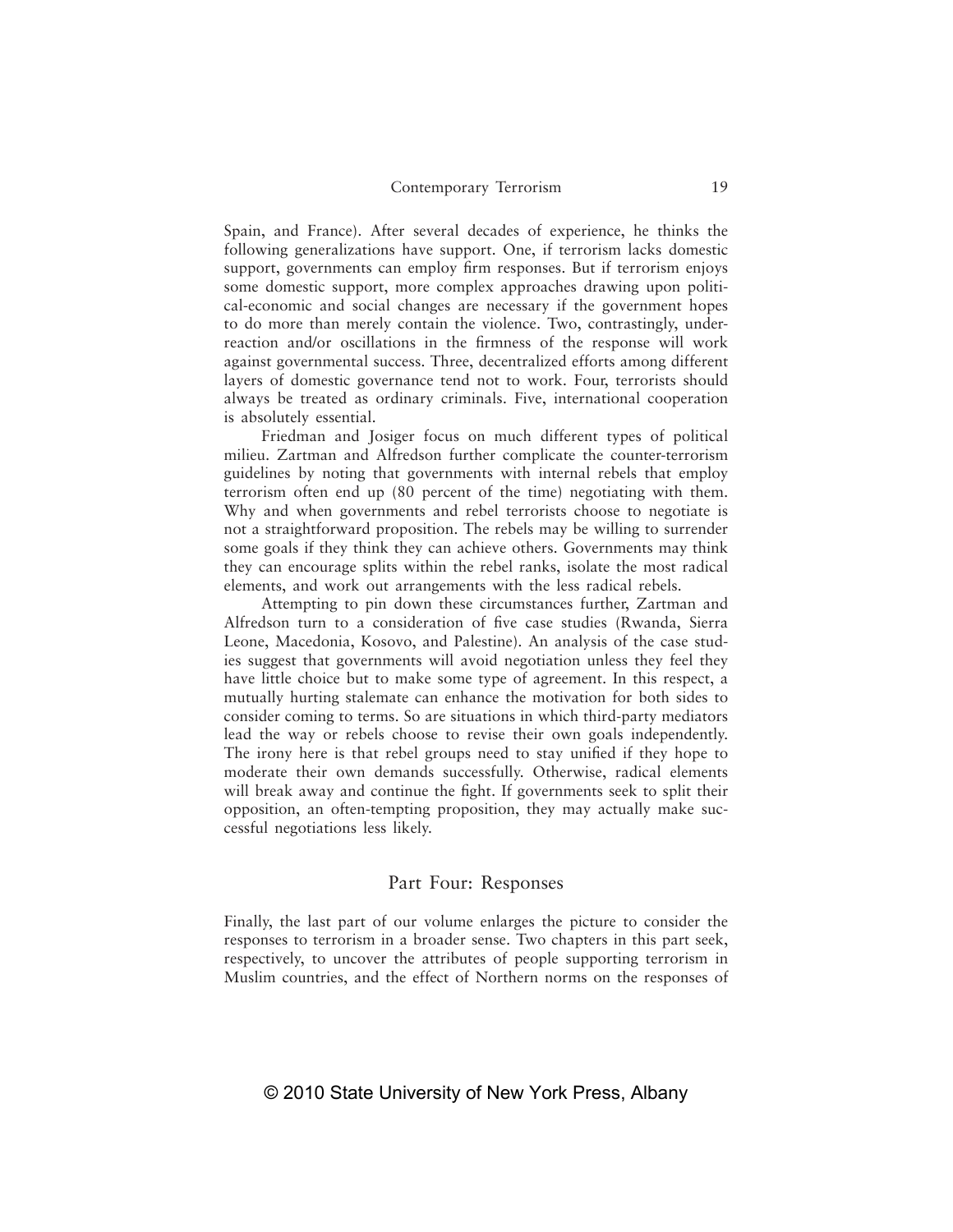Spain, and France). After several decades of experience, he thinks the following generalizations have support. One, if terrorism lacks domestic support, governments can employ firm responses. But if terrorism enjoys some domestic support, more complex approaches drawing upon political-economic and social changes are necessary if the government hopes to do more than merely contain the violence. Two, contrastingly, underreaction and/or oscillations in the firmness of the response will work against governmental success. Three, decentralized efforts among different layers of domestic governance tend not to work. Four, terrorists should always be treated as ordinary criminals. Five, international cooperation is absolutely essential.

Friedman and Josiger focus on much different types of political milieu. Zartman and Alfredson further complicate the counter-terrorism guidelines by noting that governments with internal rebels that employ terrorism often end up (80 percent of the time) negotiating with them. Why and when governments and rebel terrorists choose to negotiate is not a straightforward proposition. The rebels may be willing to surrender some goals if they think they can achieve others. Governments may think they can encourage splits within the rebel ranks, isolate the most radical elements, and work out arrangements with the less radical rebels.

Attempting to pin down these circumstances further, Zartman and Alfredson turn to a consideration of five case studies (Rwanda, Sierra Leone, Macedonia, Kosovo, and Palestine). An analysis of the case studies suggest that governments will avoid negotiation unless they feel they have little choice but to make some type of agreement. In this respect, a mutually hurting stalemate can enhance the motivation for both sides to consider coming to terms. So are situations in which third-party mediators lead the way or rebels choose to revise their own goals independently. The irony here is that rebel groups need to stay unified if they hope to moderate their own demands successfully. Otherwise, radical elements will break away and continue the fight. If governments seek to split their opposition, an often-tempting proposition, they may actually make successful negotiations less likely.

## Part Four: Responses

Finally, the last part of our volume enlarges the picture to consider the responses to terrorism in a broader sense. Two chapters in this part seek, respectively, to uncover the attributes of people supporting terrorism in Muslim countries, and the effect of Northern norms on the responses of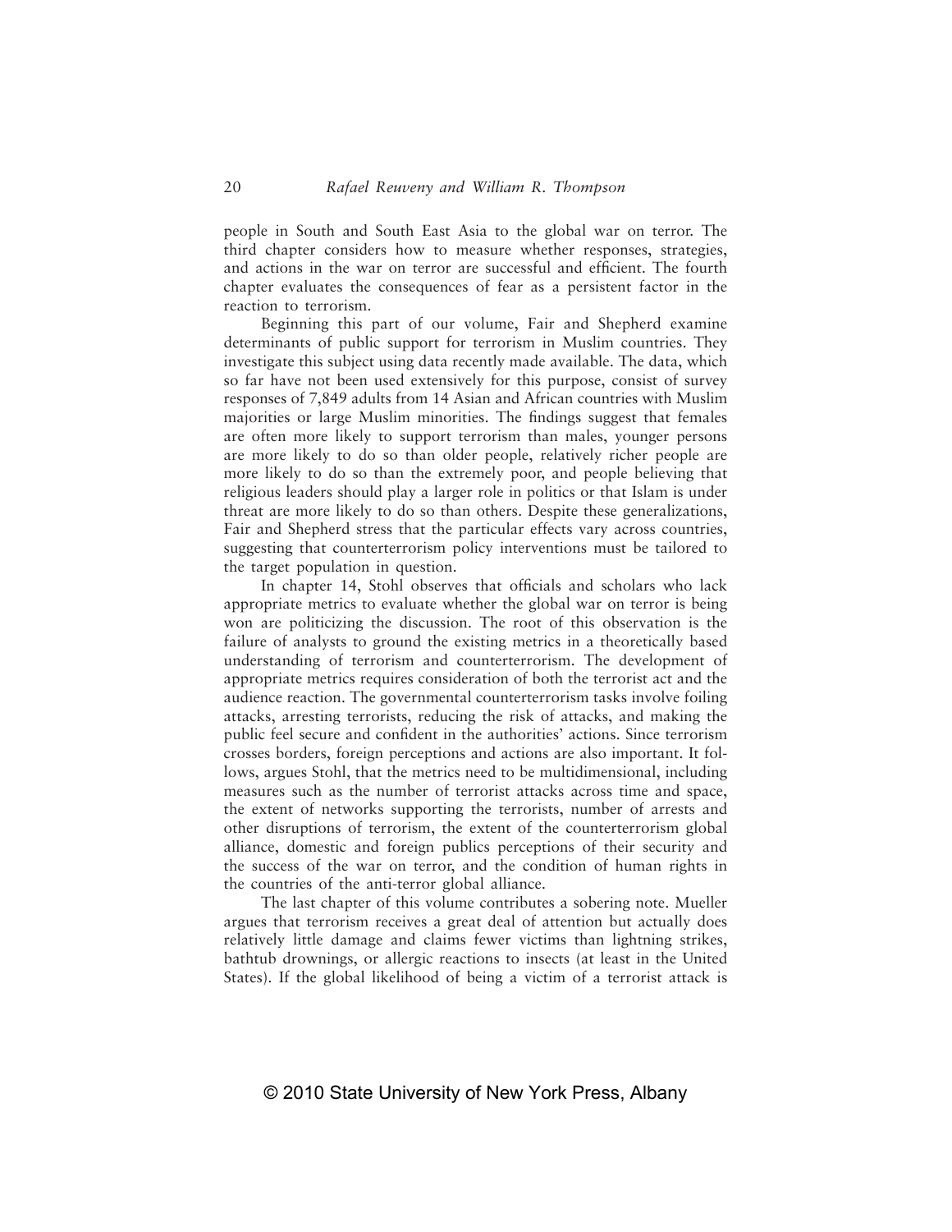people in South and South East Asia to the global war on terror. The third chapter considers how to measure whether responses, strategies, and actions in the war on terror are successful and efficient. The fourth chapter evaluates the consequences of fear as a persistent factor in the reaction to terrorism.

Beginning this part of our volume, Fair and Shepherd examine determinants of public support for terrorism in Muslim countries. They investigate this subject using data recently made available. The data, which so far have not been used extensively for this purpose, consist of survey responses of 7,849 adults from 14 Asian and African countries with Muslim majorities or large Muslim minorities. The findings suggest that females are often more likely to support terrorism than males, younger persons are more likely to do so than older people, relatively richer people are more likely to do so than the extremely poor, and people believing that religious leaders should play a larger role in politics or that Islam is under threat are more likely to do so than others. Despite these generalizations, Fair and Shepherd stress that the particular effects vary across countries, suggesting that counterterrorism policy interventions must be tailored to the target population in question.

In chapter 14, Stohl observes that officials and scholars who lack appropriate metrics to evaluate whether the global war on terror is being won are politicizing the discussion. The root of this observation is the failure of analysts to ground the existing metrics in a theoretically based understanding of terrorism and counterterrorism. The development of appropriate metrics requires consideration of both the terrorist act and the audience reaction. The governmental counterterrorism tasks involve foiling attacks, arresting terrorists, reducing the risk of attacks, and making the public feel secure and confident in the authorities' actions. Since terrorism crosses borders, foreign perceptions and actions are also important. It follows, argues Stohl, that the metrics need to be multidimensional, including measures such as the number of terrorist attacks across time and space, the extent of networks supporting the terrorists, number of arrests and other disruptions of terrorism, the extent of the counterterrorism global alliance, domestic and foreign publics perceptions of their security and the success of the war on terror, and the condition of human rights in the countries of the anti-terror global alliance.

The last chapter of this volume contributes a sobering note. Mueller argues that terrorism receives a great deal of attention but actually does relatively little damage and claims fewer victims than lightning strikes, bathtub drownings, or allergic reactions to insects (at least in the United States). If the global likelihood of being a victim of a terrorist attack is

© 2010 State University of New York Press, Albany